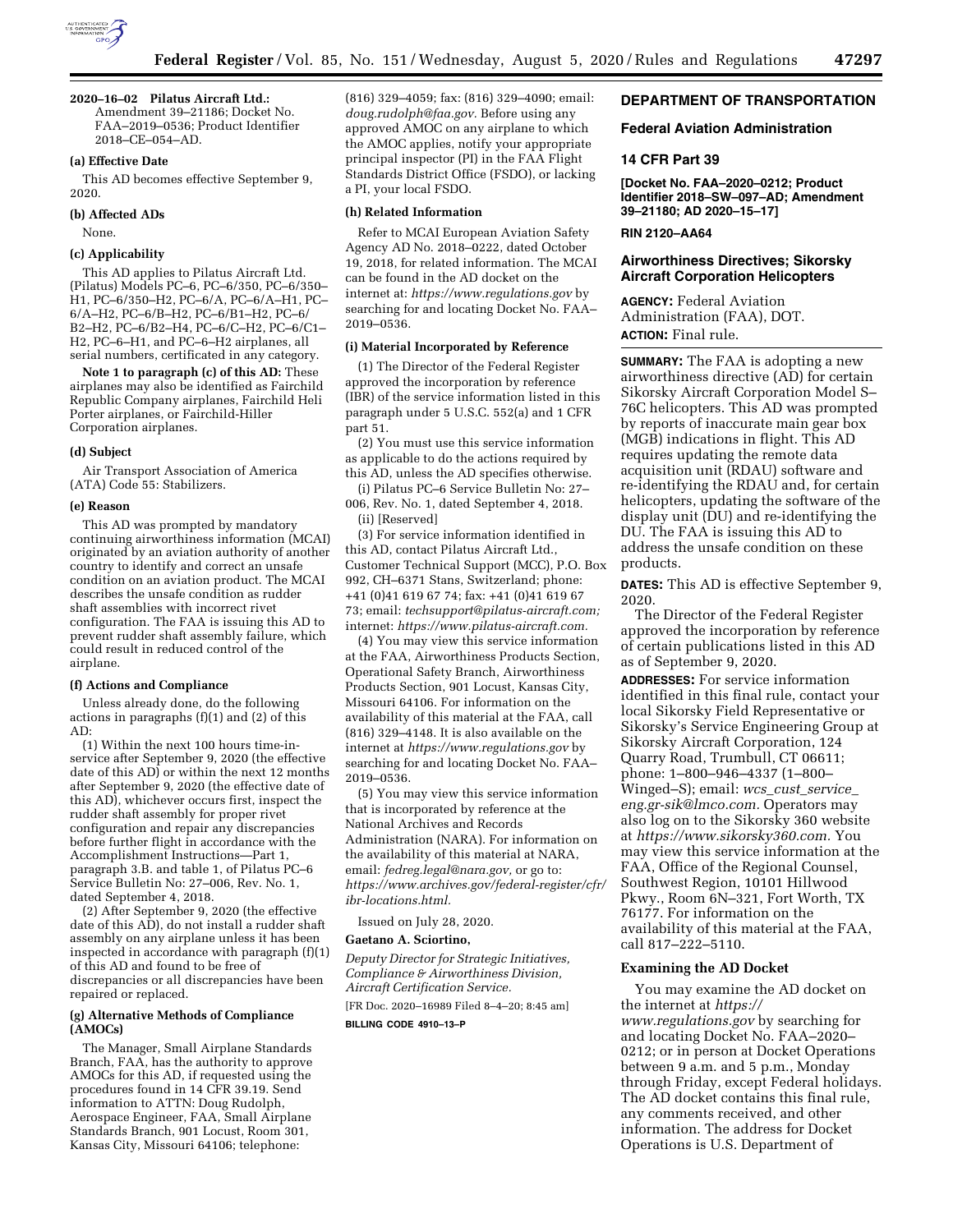**2020–16–02 Pilatus Aircraft Ltd.:** Amendment 39–21186; Docket No. FAA–2019–0536; Product Identifier 2018–CE–054–AD.

**(a) Effective Date**

This AD becomes effective September 9, 2020.

**(b) Affected ADs**

None.

**(c) Applicability**

This AD applies to Pilatus Aircraft Ltd. (Pilatus) Models PC–6, PC–6/350, PC–6/350–H1, PC–6/350–H2, PC–6/A, PC–6/A–H1, PC–6/A–H2, PC–6/B–H2, PC–6/B1–H2, PC–6/B2–H2, PC–6/B2–H4, PC–6/C–H2, PC–6/C1–H2, PC–6–H1, and PC–6–H2 airplanes, all serial numbers, certificated in any category.

**Note 1 to paragraph (c) of this AD:** These airplanes may also be identified as Fairchild Republic Company airplanes, Fairchild Heli Porter airplanes, or Fairchild-Hiller Corporation airplanes.

**(d) Subject**

Air Transport Association of America (ATA) Code 55: Stabilizers.

**(e) Reason**

This AD was prompted by mandatory continuing airworthiness information (MCAI) originated by an aviation authority of another country to identify and correct an unsafe condition on an aviation product. The MCAI describes the unsafe condition as rudder shaft assemblies with incorrect rivet configuration. The FAA is issuing this AD to prevent rudder shaft assembly failure, which could result in reduced control of the airplane.

**(f) Actions and Compliance**

Unless already done, do the following actions in paragraphs (f)(1) and (2) of this AD:

(1) Within the next 100 hours time-in-service after September 9, 2020 (the effective date of this AD) or within the next 12 months after September 9, 2020 (the effective date of this AD), whichever occurs first, inspect the rudder shaft assembly for proper rivet configuration and repair any discrepancies before further flight in accordance with the Accomplishment Instructions—Part 1, paragraph 3.B. and table 1, of Pilatus PC–6 Service Bulletin No: 27–006, Rev. No. 1, dated September 4, 2018.

(2) After September 9, 2020 (the effective date of this AD), do not install a rudder shaft assembly on any airplane unless it has been inspected in accordance with paragraph (f)(1) of this AD and found to be free of discrepancies or all discrepancies have been repaired or replaced.

**(g) Alternative Methods of Compliance (AMOCs)**

The Manager, Small Airplane Standards Branch, FAA, has the authority to approve AMOCs for this AD, if requested using the procedures found in 14 CFR 39.19. Send information to ATTN: Doug Rudolph, Aerospace Engineer, FAA, Small Airplane Standards Branch, 901 Locust, Room 301, Kansas City, Missouri 64106; telephone: (816) 329–4059; fax: (816) 329–4090; email: *doug.rudolph@faa.gov*. Before using any approved AMOC on any airplane to which the AMOC applies, notify your appropriate principal inspector (PI) in the FAA Flight Standards District Office (FSDO), or lacking a PI, your local FSDO.

**(h) Related Information**

Refer to MCAI European Aviation Safety Agency AD No. 2018–0222, dated October 19, 2018, for related information. The MCAI can be found in the AD docket on the internet at: *https://www.regulations.gov* by searching for and locating Docket No. FAA–2019–0536.

**(i) Material Incorporated by Reference**

(1) The Director of the Federal Register approved the incorporation by reference (IBR) of the service information listed in this paragraph under 5 U.S.C. 552(a) and 1 CFR part 51.

(2) You must use this service information as applicable to do the actions required by this AD, unless the AD specifies otherwise.

(i) Pilatus PC–6 Service Bulletin No: 27–006, Rev. No. 1, dated September 4, 2018.

(ii) [Reserved]

(3) For service information identified in this AD, contact Pilatus Aircraft Ltd., Customer Technical Support (MCC), P.O. Box 992, CH–6371 Stans, Switzerland; phone: +41 (0)41 619 67 74; fax: +41 (0)41 619 67 73; email: *techsupport@pilatus-aircraft.com;* internet: *https://www.pilatus-aircraft.com.*

(4) You may view this service information at the FAA, Airworthiness Products Section, Operational Safety Branch, Airworthiness Products Section, 901 Locust, Kansas City, Missouri 64106. For information on the availability of this material at the FAA, call (816) 329–4148. It is also available on the internet at *https://www.regulations.gov* by searching for and locating Docket No. FAA–2019–0536.

(5) You may view this service information that is incorporated by reference at the National Archives and Records Administration (NARA). For information on the availability of this material at NARA, email: *fedreg.legal@nara.gov,* or go to: *https://www.archives.gov/federal-register/cfr/ibr-locations.html.*

Issued on July 28, 2020.

**Gaetano A. Sciortino,**

*Deputy Director for Strategic Initiatives, Compliance & Airworthiness Division, Aircraft Certification Service.*

[FR Doc. 2020–16989 Filed 8–4–20; 8:45 am]

**BILLING CODE 4910–13–P**

## DEPARTMENT OF TRANSPORTATION

### Federal Aviation Administration

### 14 CFR Part 39

**[Docket No. FAA–2020–0212; Product Identifier 2018–SW–097–AD; Amendment 39–21180; AD 2020–15–17]**

**RIN 2120–AA64**

### Airworthiness Directives; Sikorsky Aircraft Corporation Helicopters

**AGENCY:** Federal Aviation Administration (FAA), DOT.

**ACTION:** Final rule.

**SUMMARY:** The FAA is adopting a new airworthiness directive (AD) for certain Sikorsky Aircraft Corporation Model S–76C helicopters. This AD was prompted by reports of inaccurate main gear box (MGB) indications in flight. This AD requires updating the remote data acquisition unit (RDAU) software and re-identifying the RDAU and, for certain helicopters, updating the software of the display unit (DU) and re-identifying the DU. The FAA is issuing this AD to address the unsafe condition on these products.

**DATES:** This AD is effective September 9, 2020.

The Director of the Federal Register approved the incorporation by reference of certain publications listed in this AD as of September 9, 2020.

**ADDRESSES:** For service information identified in this final rule, contact your local Sikorsky Field Representative or Sikorsky's Service Engineering Group at Sikorsky Aircraft Corporation, 124 Quarry Road, Trumbull, CT 06611; phone: 1–800–946–4337 (1–800–Winged–S); email: *wcs_cust_service_eng.gr-sik@lmco.com.* Operators may also log on to the Sikorsky 360 website at *https://www.sikorsky360.com.* You may view this service information at the FAA, Office of the Regional Counsel, Southwest Region, 10101 Hillwood Pkwy., Room 6N–321, Fort Worth, TX 76177. For information on the availability of this material at the FAA, call 817–222–5110.

**Examining the AD Docket**

You may examine the AD docket on the internet at *https://www.regulations.gov* by searching for and locating Docket No. FAA–2020–0212; or in person at Docket Operations between 9 a.m. and 5 p.m., Monday through Friday, except Federal holidays. The AD docket contains this final rule, any comments received, and other information. The address for Docket Operations is U.S. Department of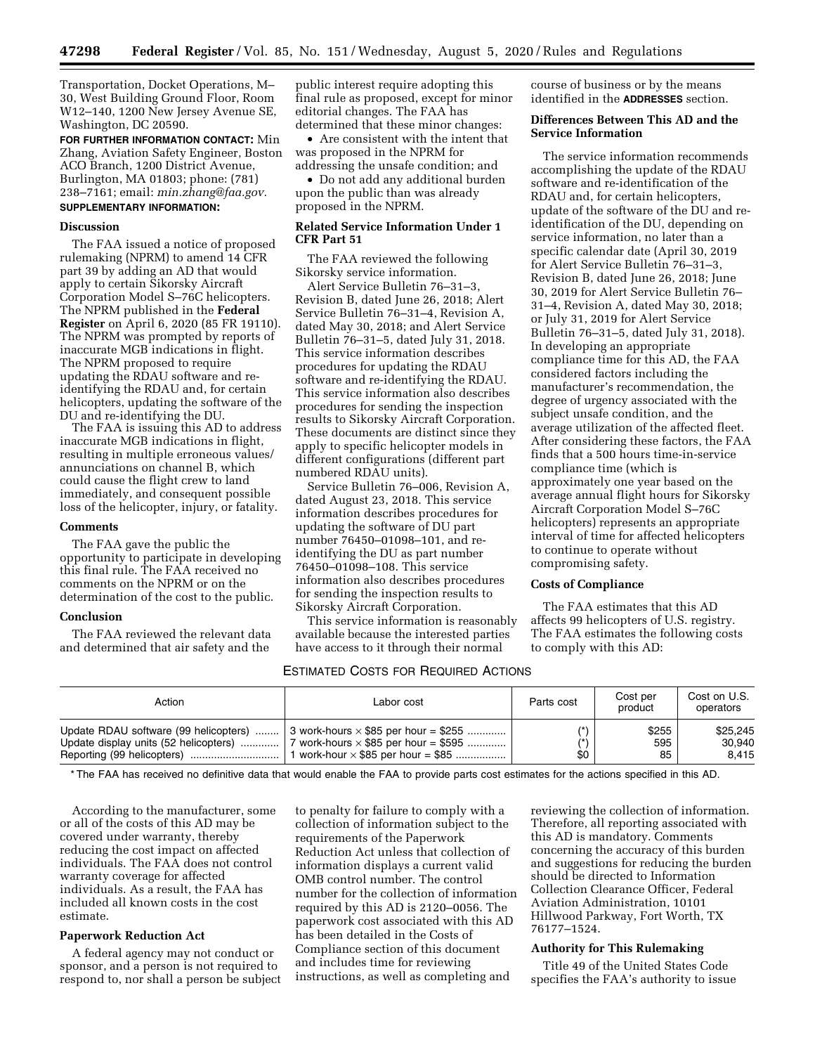Transportation, Docket Operations, M–30, West Building Ground Floor, Room W12–140, 1200 New Jersey Avenue SE, Washington, DC 20590.

**FOR FURTHER INFORMATION CONTACT:** Min Zhang, Aviation Safety Engineer, Boston ACO Branch, 1200 District Avenue, Burlington, MA 01803; phone: (781) 238–7161; email: *min.zhang@faa.gov*.

**SUPPLEMENTARY INFORMATION:**

### Discussion

The FAA issued a notice of proposed rulemaking (NPRM) to amend 14 CFR part 39 by adding an AD that would apply to certain Sikorsky Aircraft Corporation Model S–76C helicopters. The NPRM published in the **Federal Register** on April 6, 2020 (85 FR 19110). The NPRM was prompted by reports of inaccurate MGB indications in flight. The NPRM proposed to require updating the RDAU software and re-identifying the RDAU and, for certain helicopters, updating the software of the DU and re-identifying the DU.

The FAA is issuing this AD to address inaccurate MGB indications in flight, resulting in multiple erroneous values/annunciations on channel B, which could cause the flight crew to land immediately, and consequent possible loss of the helicopter, injury, or fatality.

### Comments

The FAA gave the public the opportunity to participate in developing this final rule. The FAA received no comments on the NPRM or on the determination of the cost to the public.

### Conclusion

The FAA reviewed the relevant data and determined that air safety and the public interest require adopting this final rule as proposed, except for minor editorial changes. The FAA has determined that these minor changes:

- Are consistent with the intent that was proposed in the NPRM for addressing the unsafe condition; and
- Do not add any additional burden upon the public than was already proposed in the NPRM.

### Related Service Information Under 1 CFR Part 51

The FAA reviewed the following Sikorsky service information.

Alert Service Bulletin 76–31–3, Revision B, dated June 26, 2018; Alert Service Bulletin 76–31–4, Revision A, dated May 30, 2018; and Alert Service Bulletin 76–31–5, dated July 31, 2018. This service information describes procedures for updating the RDAU software and re-identifying the RDAU. This service information also describes procedures for sending the inspection results to Sikorsky Aircraft Corporation. These documents are distinct since they apply to specific helicopter models in different configurations (different part numbered RDAU units).

Service Bulletin 76–006, Revision A, dated August 23, 2018. This service information describes procedures for updating the software of DU part number 76450–01098–101, and re-identifying the DU as part number 76450–01098–108. This service information also describes procedures for sending the inspection results to Sikorsky Aircraft Corporation.

This service information is reasonably available because the interested parties have access to it through their normal course of business or by the means identified in the **ADDRESSES** section.

### Differences Between This AD and the Service Information

The service information recommends accomplishing the update of the RDAU software and re-identification of the RDAU and, for certain helicopters, update of the software of the DU and re-identification of the DU, depending on service information, no later than a specific calendar date (April 30, 2019 for Alert Service Bulletin 76–31–3, Revision B, dated June 26, 2018; June 30, 2019 for Alert Service Bulletin 76–31–4, Revision A, dated May 30, 2018; or July 31, 2019 for Alert Service Bulletin 76–31–5, dated July 31, 2018). In developing an appropriate compliance time for this AD, the FAA considered factors including the manufacturer's recommendation, the degree of urgency associated with the subject unsafe condition, and the average utilization of the affected fleet. After considering these factors, the FAA finds that a 500 hours time-in-service compliance time (which is approximately one year based on the average annual flight hours for Sikorsky Aircraft Corporation Model S–76C helicopters) represents an appropriate interval of time for affected helicopters to continue to operate without compromising safety.

### Costs of Compliance

The FAA estimates that this AD affects 99 helicopters of U.S. registry. The FAA estimates the following costs to comply with this AD:

ESTIMATED COSTS FOR REQUIRED ACTIONS

| Action | Labor cost | Parts cost | Cost per product | Cost on U.S. operators |
|---|---|---|---|---|
| Update RDAU software (99 helicopters) | 3 work-hours × $85 per hour = $255 | (*) | $255 | $25,245 |
| Update display units (52 helicopters) | 7 work-hours × $85 per hour = $595 | (*) | 595 | 30,940 |
| Reporting (99 helicopters) | 1 work-hour × $85 per hour = $85 | $0 | 85 | 8,415 |

\* The FAA has received no definitive data that would enable the FAA to provide parts cost estimates for the actions specified in this AD.

According to the manufacturer, some or all of the costs of this AD may be covered under warranty, thereby reducing the cost impact on affected individuals. The FAA does not control warranty coverage for affected individuals. As a result, the FAA has included all known costs in the cost estimate.

### Paperwork Reduction Act

A federal agency may not conduct or sponsor, and a person is not required to respond to, nor shall a person be subject to penalty for failure to comply with a collection of information subject to the requirements of the Paperwork Reduction Act unless that collection of information displays a current valid OMB control number. The control number for the collection of information required by this AD is 2120–0056. The paperwork cost associated with this AD has been detailed in the Costs of Compliance section of this document and includes time for reviewing instructions, as well as completing and reviewing the collection of information. Therefore, all reporting associated with this AD is mandatory. Comments concerning the accuracy of this burden and suggestions for reducing the burden should be directed to Information Collection Clearance Officer, Federal Aviation Administration, 10101 Hillwood Parkway, Fort Worth, TX 76177–1524.

### Authority for This Rulemaking

Title 49 of the United States Code specifies the FAA's authority to issue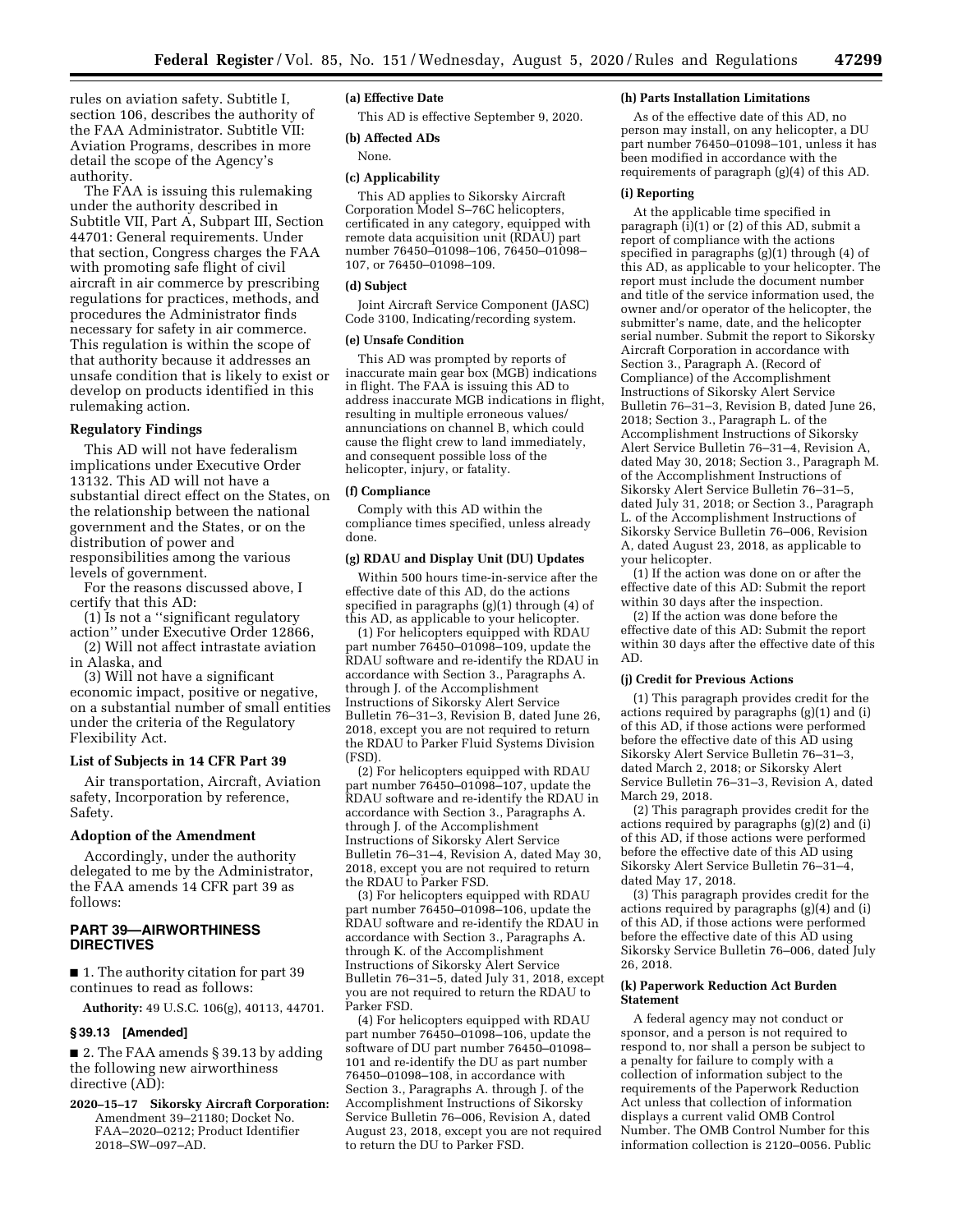rules on aviation safety. Subtitle I, section 106, describes the authority of the FAA Administrator. Subtitle VII: Aviation Programs, describes in more detail the scope of the Agency's authority.

The FAA is issuing this rulemaking under the authority described in Subtitle VII, Part A, Subpart III, Section 44701: General requirements. Under that section, Congress charges the FAA with promoting safe flight of civil aircraft in air commerce by prescribing regulations for practices, methods, and procedures the Administrator finds necessary for safety in air commerce. This regulation is within the scope of that authority because it addresses an unsafe condition that is likely to exist or develop on products identified in this rulemaking action.

## Regulatory Findings

This AD will not have federalism implications under Executive Order 13132. This AD will not have a substantial direct effect on the States, on the relationship between the national government and the States, or on the distribution of power and responsibilities among the various levels of government.

For the reasons discussed above, I certify that this AD:

(1) Is not a "significant regulatory action" under Executive Order 12866,

(2) Will not affect intrastate aviation in Alaska, and

(3) Will not have a significant economic impact, positive or negative, on a substantial number of small entities under the criteria of the Regulatory Flexibility Act.

## List of Subjects in 14 CFR Part 39

Air transportation, Aircraft, Aviation safety, Incorporation by reference, Safety.

## Adoption of the Amendment

Accordingly, under the authority delegated to me by the Administrator, the FAA amends 14 CFR part 39 as follows:

## PART 39—AIRWORTHINESS DIRECTIVES

■ 1. The authority citation for part 39 continues to read as follows:

**Authority:** 49 U.S.C. 106(g), 40113, 44701.

### § 39.13 [Amended]

■ 2. The FAA amends § 39.13 by adding the following new airworthiness directive (AD):

**2020–15–17 Sikorsky Aircraft Corporation:** Amendment 39–21180; Docket No. FAA–2020–0212; Product Identifier 2018–SW–097–AD.

### (a) Effective Date

This AD is effective September 9, 2020.

### (b) Affected ADs

None.

### (c) Applicability

This AD applies to Sikorsky Aircraft Corporation Model S–76C helicopters, certificated in any category, equipped with remote data acquisition unit (RDAU) part number 76450–01098–106, 76450–01098–107, or 76450–01098–109.

### (d) Subject

Joint Aircraft Service Component (JASC) Code 3100, Indicating/recording system.

### (e) Unsafe Condition

This AD was prompted by reports of inaccurate main gear box (MGB) indications in flight. The FAA is issuing this AD to address inaccurate MGB indications in flight, resulting in multiple erroneous values/annunciations on channel B, which could cause the flight crew to land immediately, and consequent possible loss of the helicopter, injury, or fatality.

### (f) Compliance

Comply with this AD within the compliance times specified, unless already done.

### (g) RDAU and Display Unit (DU) Updates

Within 500 hours time-in-service after the effective date of this AD, do the actions specified in paragraphs (g)(1) through (4) of this AD, as applicable to your helicopter.

(1) For helicopters equipped with RDAU part number 76450–01098–109, update the RDAU software and re-identify the RDAU in accordance with Section 3., Paragraphs A. through J. of the Accomplishment Instructions of Sikorsky Alert Service Bulletin 76–31–3, Revision B, dated June 26, 2018, except you are not required to return the RDAU to Parker Fluid Systems Division (FSD).

(2) For helicopters equipped with RDAU part number 76450–01098–107, update the RDAU software and re-identify the RDAU in accordance with Section 3., Paragraphs A. through J. of the Accomplishment Instructions of Sikorsky Alert Service Bulletin 76–31–4, Revision A, dated May 30, 2018, except you are not required to return the RDAU to Parker FSD.

(3) For helicopters equipped with RDAU part number 76450–01098–106, update the RDAU software and re-identify the RDAU in accordance with Section 3., Paragraphs A. through K. of the Accomplishment Instructions of Sikorsky Alert Service Bulletin 76–31–5, dated July 31, 2018, except you are not required to return the RDAU to Parker FSD.

(4) For helicopters equipped with RDAU part number 76450–01098–106, update the software of DU part number 76450–01098–101 and re-identify the DU as part number 76450–01098–108, in accordance with Section 3., Paragraphs A. through J. of the Accomplishment Instructions of Sikorsky Service Bulletin 76–006, Revision A, dated August 23, 2018, except you are not required to return the DU to Parker FSD.

### (h) Parts Installation Limitations

As of the effective date of this AD, no person may install, on any helicopter, a DU part number 76450–01098–101, unless it has been modified in accordance with the requirements of paragraph (g)(4) of this AD.

### (i) Reporting

At the applicable time specified in paragraph (i)(1) or (2) of this AD, submit a report of compliance with the actions specified in paragraphs (g)(1) through (4) of this AD, as applicable to your helicopter. The report must include the document number and title of the service information used, the owner and/or operator of the helicopter, the submitter's name, date, and the helicopter serial number. Submit the report to Sikorsky Aircraft Corporation in accordance with Section 3., Paragraph A. (Record of Compliance) of the Accomplishment Instructions of Sikorsky Alert Service Bulletin 76–31–3, Revision B, dated June 26, 2018; Section 3., Paragraph L. of the Accomplishment Instructions of Sikorsky Alert Service Bulletin 76–31–4, Revision A, dated May 30, 2018; Section 3., Paragraph M. of the Accomplishment Instructions of Sikorsky Alert Service Bulletin 76–31–5, dated July 31, 2018; or Section 3., Paragraph L. of the Accomplishment Instructions of Sikorsky Service Bulletin 76–006, Revision A, dated August 23, 2018, as applicable to your helicopter.

(1) If the action was done on or after the effective date of this AD: Submit the report within 30 days after the inspection.

(2) If the action was done before the effective date of this AD: Submit the report within 30 days after the effective date of this AD.

### (j) Credit for Previous Actions

(1) This paragraph provides credit for the actions required by paragraphs (g)(1) and (i) of this AD, if those actions were performed before the effective date of this AD using Sikorsky Alert Service Bulletin 76–31–3, dated March 2, 2018; or Sikorsky Alert Service Bulletin 76–31–3, Revision A, dated March 29, 2018.

(2) This paragraph provides credit for the actions required by paragraphs (g)(2) and (i) of this AD, if those actions were performed before the effective date of this AD using Sikorsky Alert Service Bulletin 76–31–4, dated May 17, 2018.

(3) This paragraph provides credit for the actions required by paragraphs (g)(4) and (i) of this AD, if those actions were performed before the effective date of this AD using Sikorsky Service Bulletin 76–006, dated July 26, 2018.

### (k) Paperwork Reduction Act Burden Statement

A federal agency may not conduct or sponsor, and a person is not required to respond to, nor shall a person be subject to a penalty for failure to comply with a collection of information subject to the requirements of the Paperwork Reduction Act unless that collection of information displays a current valid OMB Control Number. The OMB Control Number for this information collection is 2120–0056. Public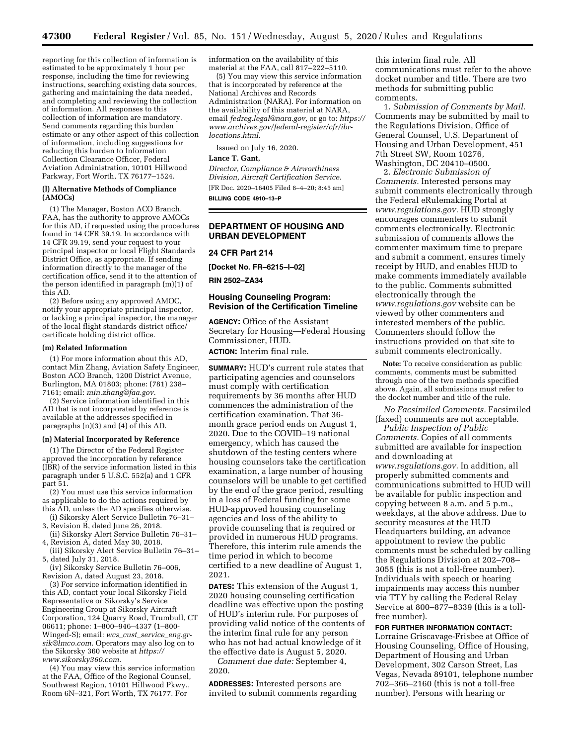reporting for this collection of information is estimated to be approximately 1 hour per response, including the time for reviewing instructions, searching existing data sources, gathering and maintaining the data needed, and completing and reviewing the collection of information. All responses to this collection of information are mandatory. Send comments regarding this burden estimate or any other aspect of this collection of information, including suggestions for reducing this burden to Information Collection Clearance Officer, Federal Aviation Administration, 10101 Hillwood Parkway, Fort Worth, TX 76177–1524.

**(l) Alternative Methods of Compliance (AMOCs)**

(1) The Manager, Boston ACO Branch, FAA, has the authority to approve AMOCs for this AD, if requested using the procedures found in 14 CFR 39.19. In accordance with 14 CFR 39.19, send your request to your principal inspector or local Flight Standards District Office, as appropriate. If sending information directly to the manager of the certification office, send it to the attention of the person identified in paragraph (m)(1) of this AD.

(2) Before using any approved AMOC, notify your appropriate principal inspector, or lacking a principal inspector, the manager of the local flight standards district office/certificate holding district office.

**(m) Related Information**

(1) For more information about this AD, contact Min Zhang, Aviation Safety Engineer, Boston ACO Branch, 1200 District Avenue, Burlington, MA 01803; phone: (781) 238–7161; email: *min.zhang@faa.gov.*

(2) Service information identified in this AD that is not incorporated by reference is available at the addresses specified in paragraphs (n)(3) and (4) of this AD.

**(n) Material Incorporated by Reference**

(1) The Director of the Federal Register approved the incorporation by reference (IBR) of the service information listed in this paragraph under 5 U.S.C. 552(a) and 1 CFR part 51.

(2) You must use this service information as applicable to do the actions required by this AD, unless the AD specifies otherwise.

(i) Sikorsky Alert Service Bulletin 76–31–3, Revision B, dated June 26, 2018.

(ii) Sikorsky Alert Service Bulletin 76–31–4, Revision A, dated May 30, 2018.

(iii) Sikorsky Alert Service Bulletin 76–31–5, dated July 31, 2018.

(iv) Sikorsky Service Bulletin 76–006, Revision A, dated August 23, 2018.

(3) For service information identified in this AD, contact your local Sikorsky Field Representative or Sikorsky's Service Engineering Group at Sikorsky Aircraft Corporation, 124 Quarry Road, Trumbull, CT 06611; phone: 1–800–946–4337 (1–800-Winged-S); email: *wcs_cust_service_eng.gr-sik@lmco.com.* Operators may also log on to the Sikorsky 360 website at *https://www.sikorsky360.com.*

(4) You may view this service information at the FAA, Office of the Regional Counsel, Southwest Region, 10101 Hillwood Pkwy., Room 6N–321, Fort Worth, TX 76177. For information on the availability of this material at the FAA, call 817–222–5110.

(5) You may view this service information that is incorporated by reference at the National Archives and Records Administration (NARA). For information on the availability of this material at NARA, email *fedreg.legal@nara.gov,* or go to: *https://www.archives.gov/federal-register/cfr/ibr-locations.html.*

Issued on July 16, 2020.

**Lance T. Gant,**

*Director, Compliance & Airworthiness Division, Aircraft Certification Service.*

[FR Doc. 2020–16405 Filed 8–4–20; 8:45 am]

**BILLING CODE 4910–13–P**

## DEPARTMENT OF HOUSING AND URBAN DEVELOPMENT

### 24 CFR Part 214

**[Docket No. FR–6215–I–02]**

**RIN 2502–ZA34**

### Housing Counseling Program: Revision of the Certification Timeline

**AGENCY:** Office of the Assistant Secretary for Housing—Federal Housing Commissioner, HUD.

**ACTION:** Interim final rule.

**SUMMARY:** HUD's current rule states that participating agencies and counselors must comply with certification requirements by 36 months after HUD commences the administration of the certification examination. That 36-month grace period ends on August 1, 2020. Due to the COVID–19 national emergency, which has caused the shutdown of the testing centers where housing counselors take the certification examination, a large number of housing counselors will be unable to get certified by the end of the grace period, resulting in a loss of Federal funding for some HUD-approved housing counseling agencies and loss of the ability to provide counseling that is required or provided in numerous HUD programs. Therefore, this interim rule amends the time period in which to become certified to a new deadline of August 1, 2021.

**DATES:** This extension of the August 1, 2020 housing counseling certification deadline was effective upon the posting of HUD's interim rule. For purposes of providing valid notice of the contents of the interim final rule for any person who has not had actual knowledge of it the effective date is August 5, 2020.

*Comment due date:* September 4, 2020.

**ADDRESSES:** Interested persons are invited to submit comments regarding this interim final rule. All communications must refer to the above docket number and title. There are two methods for submitting public comments.

1. *Submission of Comments by Mail.* Comments may be submitted by mail to the Regulations Division, Office of General Counsel, U.S. Department of Housing and Urban Development, 451 7th Street SW, Room 10276, Washington, DC 20410–0500.

2. *Electronic Submission of Comments.* Interested persons may submit comments electronically through the Federal eRulemaking Portal at *www.regulations.gov.* HUD strongly encourages commenters to submit comments electronically. Electronic submission of comments allows the commenter maximum time to prepare and submit a comment, ensures timely receipt by HUD, and enables HUD to make comments immediately available to the public. Comments submitted electronically through the *www.regulations.gov* website can be viewed by other commenters and interested members of the public. Commenters should follow the instructions provided on that site to submit comments electronically.

**Note:** To receive consideration as public comments, comments must be submitted through one of the two methods specified above. Again, all submissions must refer to the docket number and title of the rule.

*No Facsimiled Comments.* Facsimiled (faxed) comments are not acceptable.

*Public Inspection of Public Comments.* Copies of all comments submitted are available for inspection and downloading at *www.regulations.gov.* In addition, all properly submitted comments and communications submitted to HUD will be available for public inspection and copying between 8 a.m. and 5 p.m., weekdays, at the above address. Due to security measures at the HUD Headquarters building, an advance appointment to review the public comments must be scheduled by calling the Regulations Division at 202–708–3055 (this is not a toll-free number). Individuals with speech or hearing impairments may access this number via TTY by calling the Federal Relay Service at 800–877–8339 (this is a toll-free number).

**FOR FURTHER INFORMATION CONTACT:** Lorraine Griscavage-Frisbee at Office of Housing Counseling, Office of Housing, Department of Housing and Urban Development, 302 Carson Street, Las Vegas, Nevada 89101, telephone number 702–366–2160 (this is not a toll-free number). Persons with hearing or